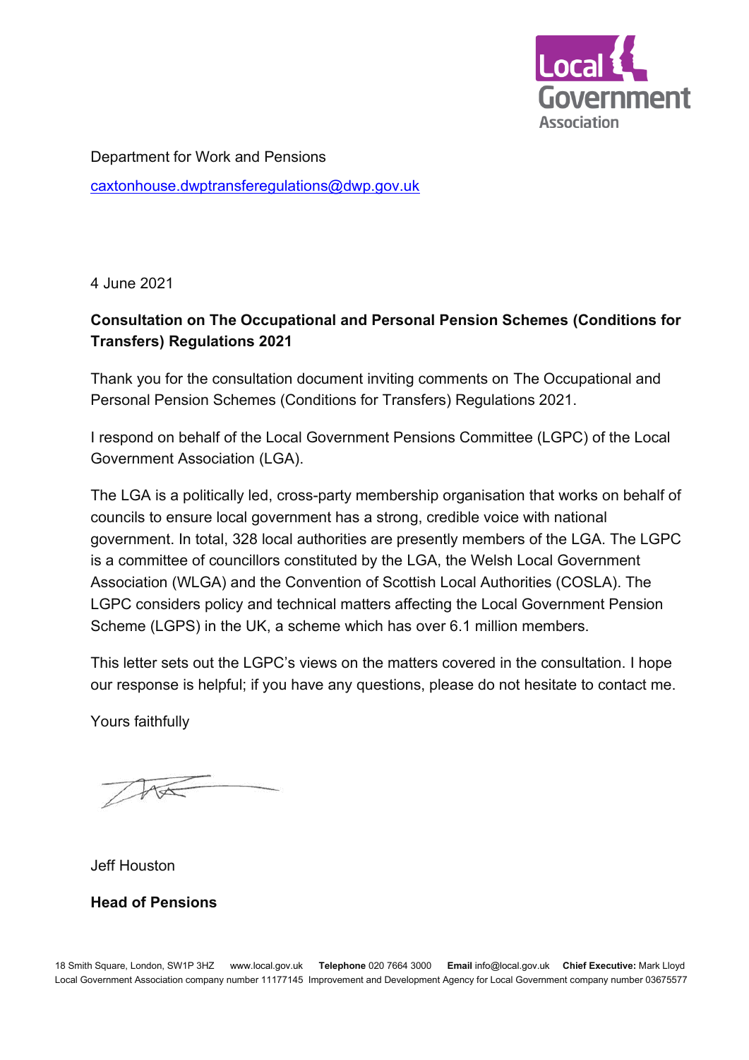Department for Work and Pensions

caxtonhouse.dwptransferegulations@dwp.gov.uk

4 June 2021

**Consultation on The Occupational and Personal Pension Schemes (Conditions for Transfers) Regulations 2021**

Thank you for the consultation document inviting comments on The Occupational and Personal Pension Schemes (Conditions for Transfers) Regulations 2021.

I respond on behalf of the Local Government Pensions Committee (LGPC) of the Local Government Association (LGA).

The LGA is a politically led, cross-party membership organisation that works on behalf of councils to ensure local government has a strong, credible voice with national government. In total, 328 local authorities are presently members of the LGA. The LGPC is a committee of councillors constituted by the LGA, the Welsh Local Government Association (WLGA) and the Convention of Scottish Local Authorities (COSLA). The LGPC considers policy and technical matters affecting the Local Government Pension Scheme (LGPS) in the UK, a scheme which has over 6.1 million members.

This letter sets out the LGPC's views on the matters covered in the consultation. I hope our response is helpful; if you have any questions, please do not hesitate to contact me.

Yours faithfully

Jeff Houston

**Head of Pensions**

18 Smith Square, London, SW1P 3HZ www.local.gov.uk **Telephone** 020 7664 3000 **Email** info@local.gov.uk **Chief Executive:** Mark Lloyd
Local Government Association company number 11177145 Improvement and Development Agency for Local Government company number 03675577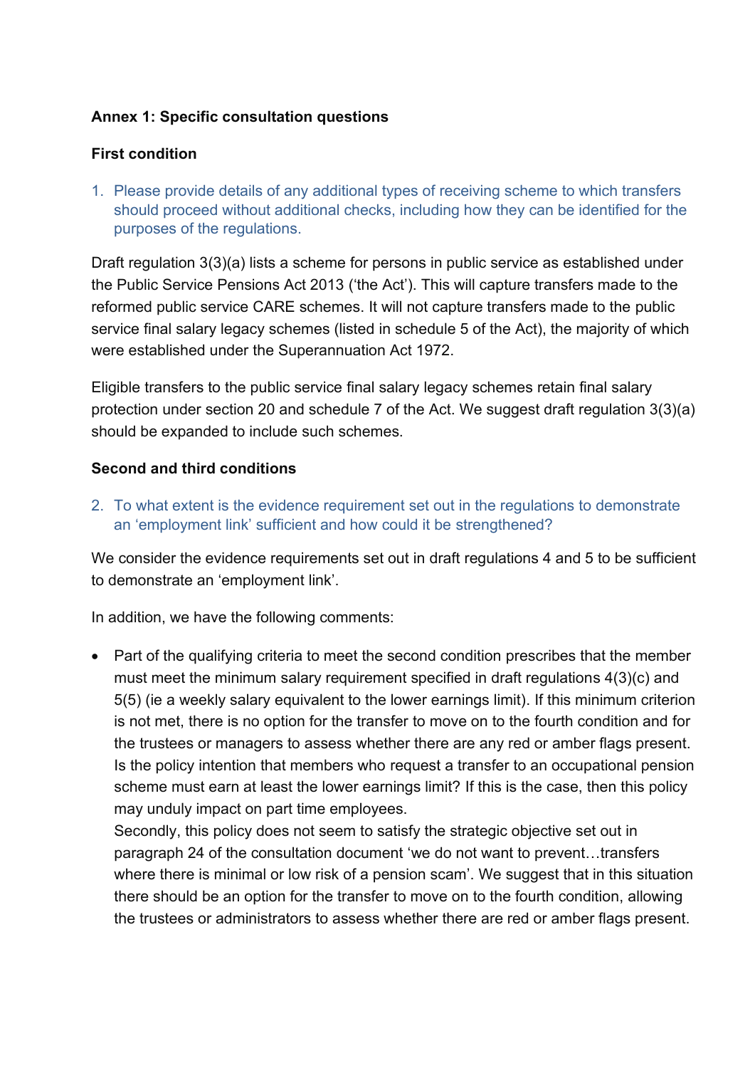**Annex 1: Specific consultation questions**

**First condition**

1. Please provide details of any additional types of receiving scheme to which transfers should proceed without additional checks, including how they can be identified for the purposes of the regulations.

Draft regulation 3(3)(a) lists a scheme for persons in public service as established under the Public Service Pensions Act 2013 ('the Act'). This will capture transfers made to the reformed public service CARE schemes. It will not capture transfers made to the public service final salary legacy schemes (listed in schedule 5 of the Act), the majority of which were established under the Superannuation Act 1972.

Eligible transfers to the public service final salary legacy schemes retain final salary protection under section 20 and schedule 7 of the Act. We suggest draft regulation 3(3)(a) should be expanded to include such schemes.

**Second and third conditions**

2. To what extent is the evidence requirement set out in the regulations to demonstrate an 'employment link' sufficient and how could it be strengthened?

We consider the evidence requirements set out in draft regulations 4 and 5 to be sufficient to demonstrate an 'employment link'.

In addition, we have the following comments:

- Part of the qualifying criteria to meet the second condition prescribes that the member must meet the minimum salary requirement specified in draft regulations 4(3)(c) and 5(5) (ie a weekly salary equivalent to the lower earnings limit). If this minimum criterion is not met, there is no option for the transfer to move on to the fourth condition and for the trustees or managers to assess whether there are any red or amber flags present. Is the policy intention that members who request a transfer to an occupational pension scheme must earn at least the lower earnings limit? If this is the case, then this policy may unduly impact on part time employees.
  Secondly, this policy does not seem to satisfy the strategic objective set out in paragraph 24 of the consultation document 'we do not want to prevent…transfers where there is minimal or low risk of a pension scam'. We suggest that in this situation there should be an option for the transfer to move on to the fourth condition, allowing the trustees or administrators to assess whether there are red or amber flags present.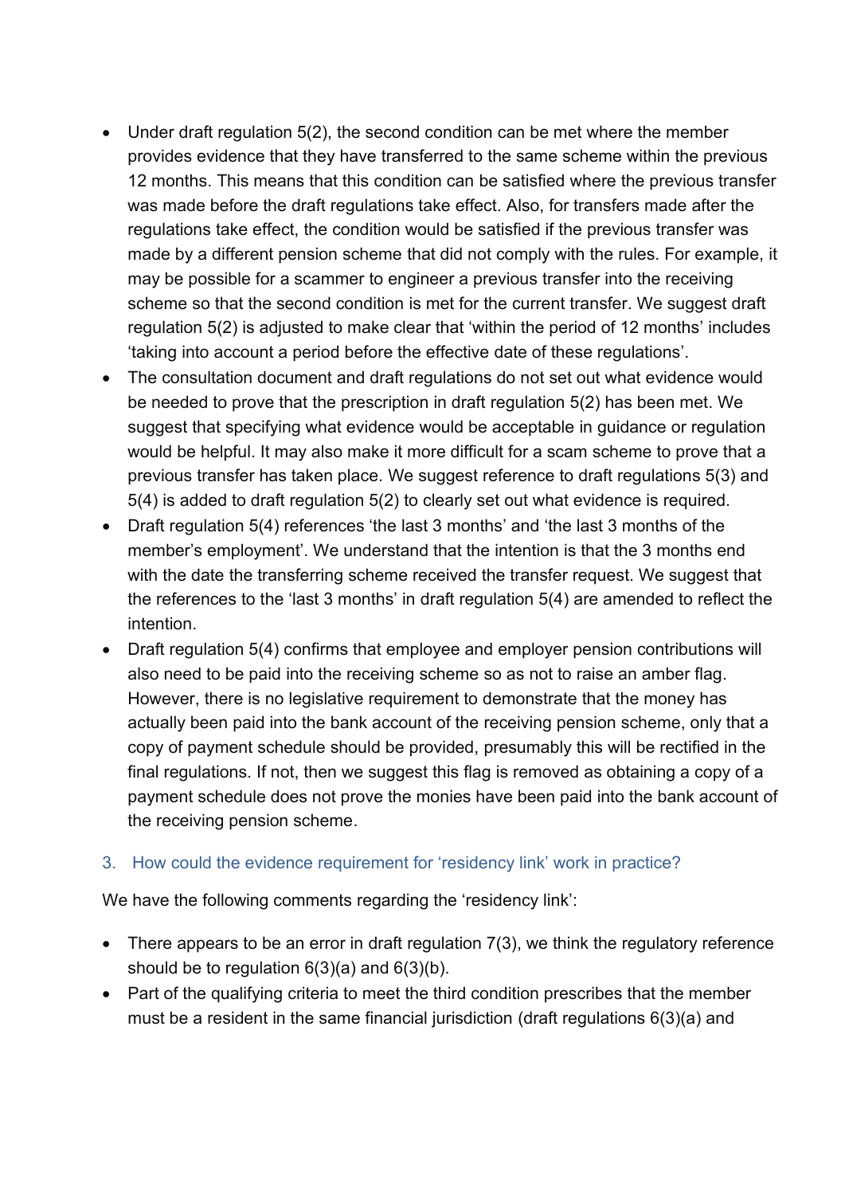- Under draft regulation 5(2), the second condition can be met where the member provides evidence that they have transferred to the same scheme within the previous 12 months. This means that this condition can be satisfied where the previous transfer was made before the draft regulations take effect. Also, for transfers made after the regulations take effect, the condition would be satisfied if the previous transfer was made by a different pension scheme that did not comply with the rules. For example, it may be possible for a scammer to engineer a previous transfer into the receiving scheme so that the second condition is met for the current transfer. We suggest draft regulation 5(2) is adjusted to make clear that 'within the period of 12 months' includes 'taking into account a period before the effective date of these regulations'.
- The consultation document and draft regulations do not set out what evidence would be needed to prove that the prescription in draft regulation 5(2) has been met. We suggest that specifying what evidence would be acceptable in guidance or regulation would be helpful. It may also make it more difficult for a scam scheme to prove that a previous transfer has taken place. We suggest reference to draft regulations 5(3) and 5(4) is added to draft regulation 5(2) to clearly set out what evidence is required.
- Draft regulation 5(4) references 'the last 3 months' and 'the last 3 months of the member's employment'. We understand that the intention is that the 3 months end with the date the transferring scheme received the transfer request. We suggest that the references to the 'last 3 months' in draft regulation 5(4) are amended to reflect the intention.
- Draft regulation 5(4) confirms that employee and employer pension contributions will also need to be paid into the receiving scheme so as not to raise an amber flag. However, there is no legislative requirement to demonstrate that the money has actually been paid into the bank account of the receiving pension scheme, only that a copy of payment schedule should be provided, presumably this will be rectified in the final regulations. If not, then we suggest this flag is removed as obtaining a copy of a payment schedule does not prove the monies have been paid into the bank account of the receiving pension scheme.

### 3. How could the evidence requirement for 'residency link' work in practice?

We have the following comments regarding the 'residency link':

- There appears to be an error in draft regulation 7(3), we think the regulatory reference should be to regulation 6(3)(a) and 6(3)(b).
- Part of the qualifying criteria to meet the third condition prescribes that the member must be a resident in the same financial jurisdiction (draft regulations 6(3)(a) and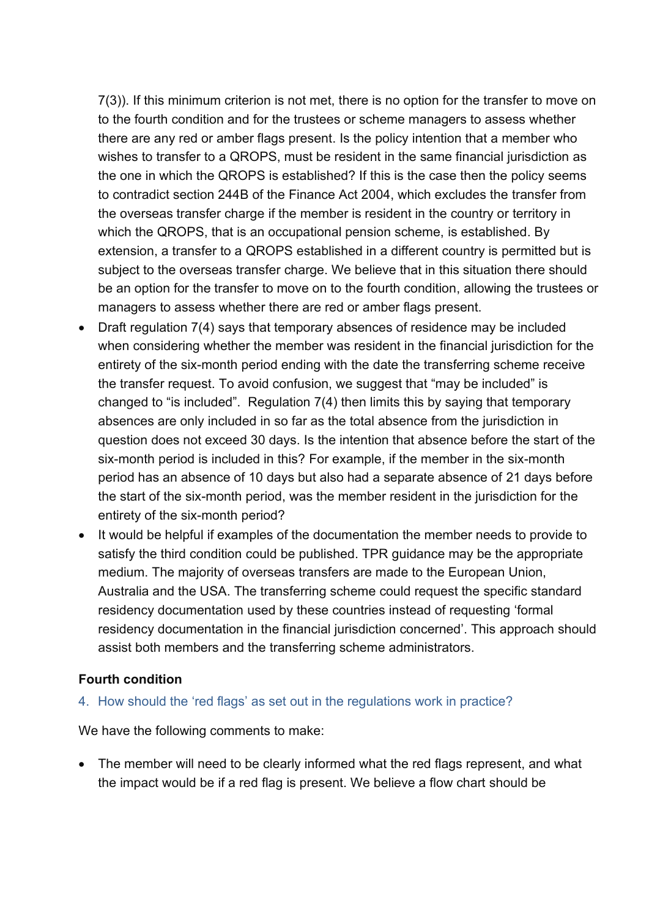7(3)). If this minimum criterion is not met, there is no option for the transfer to move on to the fourth condition and for the trustees or scheme managers to assess whether there are any red or amber flags present. Is the policy intention that a member who wishes to transfer to a QROPS, must be resident in the same financial jurisdiction as the one in which the QROPS is established? If this is the case then the policy seems to contradict section 244B of the Finance Act 2004, which excludes the transfer from the overseas transfer charge if the member is resident in the country or territory in which the QROPS, that is an occupational pension scheme, is established. By extension, a transfer to a QROPS established in a different country is permitted but is subject to the overseas transfer charge. We believe that in this situation there should be an option for the transfer to move on to the fourth condition, allowing the trustees or managers to assess whether there are red or amber flags present.

- Draft regulation 7(4) says that temporary absences of residence may be included when considering whether the member was resident in the financial jurisdiction for the entirety of the six-month period ending with the date the transferring scheme receive the transfer request. To avoid confusion, we suggest that "may be included" is changed to "is included". Regulation 7(4) then limits this by saying that temporary absences are only included in so far as the total absence from the jurisdiction in question does not exceed 30 days. Is the intention that absence before the start of the six-month period is included in this? For example, if the member in the six-month period has an absence of 10 days but also had a separate absence of 21 days before the start of the six-month period, was the member resident in the jurisdiction for the entirety of the six-month period?
- It would be helpful if examples of the documentation the member needs to provide to satisfy the third condition could be published. TPR guidance may be the appropriate medium. The majority of overseas transfers are made to the European Union, Australia and the USA. The transferring scheme could request the specific standard residency documentation used by these countries instead of requesting 'formal residency documentation in the financial jurisdiction concerned'. This approach should assist both members and the transferring scheme administrators.

**Fourth condition**

4. How should the 'red flags' as set out in the regulations work in practice?

We have the following comments to make:

- The member will need to be clearly informed what the red flags represent, and what the impact would be if a red flag is present. We believe a flow chart should be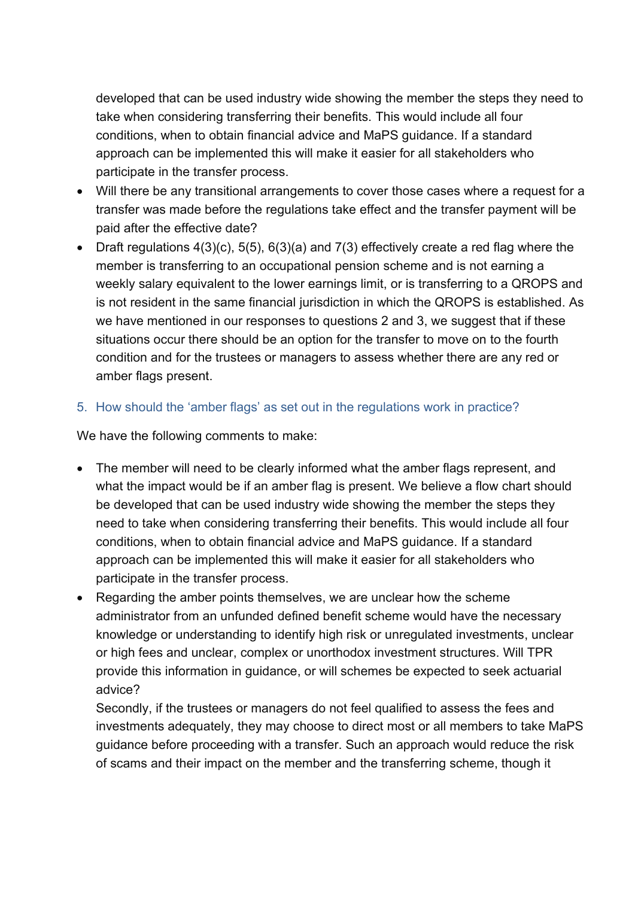developed that can be used industry wide showing the member the steps they need to take when considering transferring their benefits. This would include all four conditions, when to obtain financial advice and MaPS guidance. If a standard approach can be implemented this will make it easier for all stakeholders who participate in the transfer process.

- Will there be any transitional arrangements to cover those cases where a request for a transfer was made before the regulations take effect and the transfer payment will be paid after the effective date?
- Draft regulations 4(3)(c), 5(5), 6(3)(a) and 7(3) effectively create a red flag where the member is transferring to an occupational pension scheme and is not earning a weekly salary equivalent to the lower earnings limit, or is transferring to a QROPS and is not resident in the same financial jurisdiction in which the QROPS is established. As we have mentioned in our responses to questions 2 and 3, we suggest that if these situations occur there should be an option for the transfer to move on to the fourth condition and for the trustees or managers to assess whether there are any red or amber flags present.

5. How should the 'amber flags' as set out in the regulations work in practice?

We have the following comments to make:

- The member will need to be clearly informed what the amber flags represent, and what the impact would be if an amber flag is present. We believe a flow chart should be developed that can be used industry wide showing the member the steps they need to take when considering transferring their benefits. This would include all four conditions, when to obtain financial advice and MaPS guidance. If a standard approach can be implemented this will make it easier for all stakeholders who participate in the transfer process.
- Regarding the amber points themselves, we are unclear how the scheme administrator from an unfunded defined benefit scheme would have the necessary knowledge or understanding to identify high risk or unregulated investments, unclear or high fees and unclear, complex or unorthodox investment structures. Will TPR provide this information in guidance, or will schemes be expected to seek actuarial advice?

  Secondly, if the trustees or managers do not feel qualified to assess the fees and investments adequately, they may choose to direct most or all members to take MaPS guidance before proceeding with a transfer. Such an approach would reduce the risk of scams and their impact on the member and the transferring scheme, though it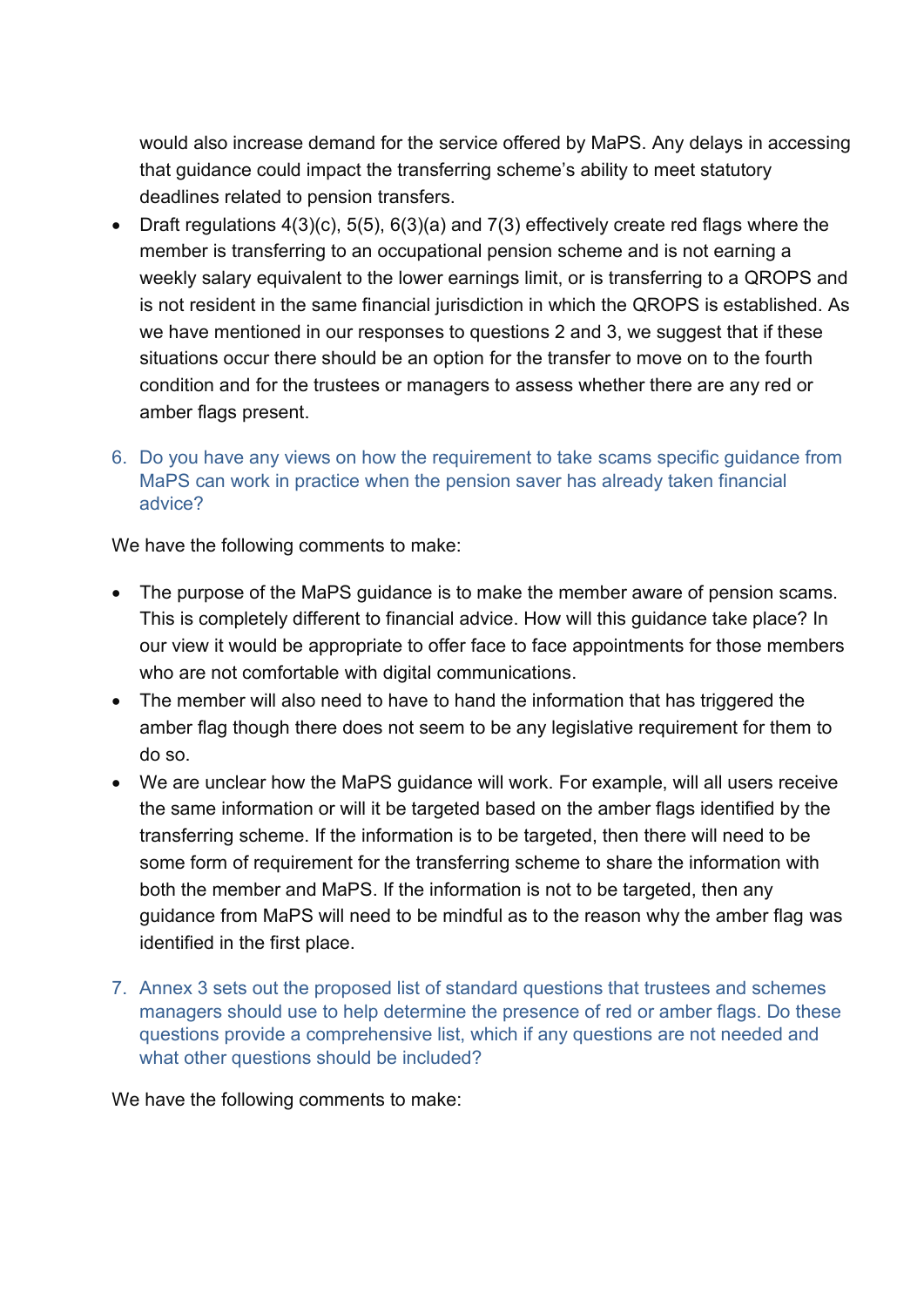would also increase demand for the service offered by MaPS. Any delays in accessing that guidance could impact the transferring scheme's ability to meet statutory deadlines related to pension transfers.

- Draft regulations 4(3)(c), 5(5), 6(3)(a) and 7(3) effectively create red flags where the member is transferring to an occupational pension scheme and is not earning a weekly salary equivalent to the lower earnings limit, or is transferring to a QROPS and is not resident in the same financial jurisdiction in which the QROPS is established. As we have mentioned in our responses to questions 2 and 3, we suggest that if these situations occur there should be an option for the transfer to move on to the fourth condition and for the trustees or managers to assess whether there are any red or amber flags present.

6. Do you have any views on how the requirement to take scams specific guidance from MaPS can work in practice when the pension saver has already taken financial advice?

We have the following comments to make:

- The purpose of the MaPS guidance is to make the member aware of pension scams. This is completely different to financial advice. How will this guidance take place? In our view it would be appropriate to offer face to face appointments for those members who are not comfortable with digital communications.
- The member will also need to have to hand the information that has triggered the amber flag though there does not seem to be any legislative requirement for them to do so.
- We are unclear how the MaPS guidance will work. For example, will all users receive the same information or will it be targeted based on the amber flags identified by the transferring scheme. If the information is to be targeted, then there will need to be some form of requirement for the transferring scheme to share the information with both the member and MaPS. If the information is not to be targeted, then any guidance from MaPS will need to be mindful as to the reason why the amber flag was identified in the first place.

7. Annex 3 sets out the proposed list of standard questions that trustees and schemes managers should use to help determine the presence of red or amber flags. Do these questions provide a comprehensive list, which if any questions are not needed and what other questions should be included?

We have the following comments to make: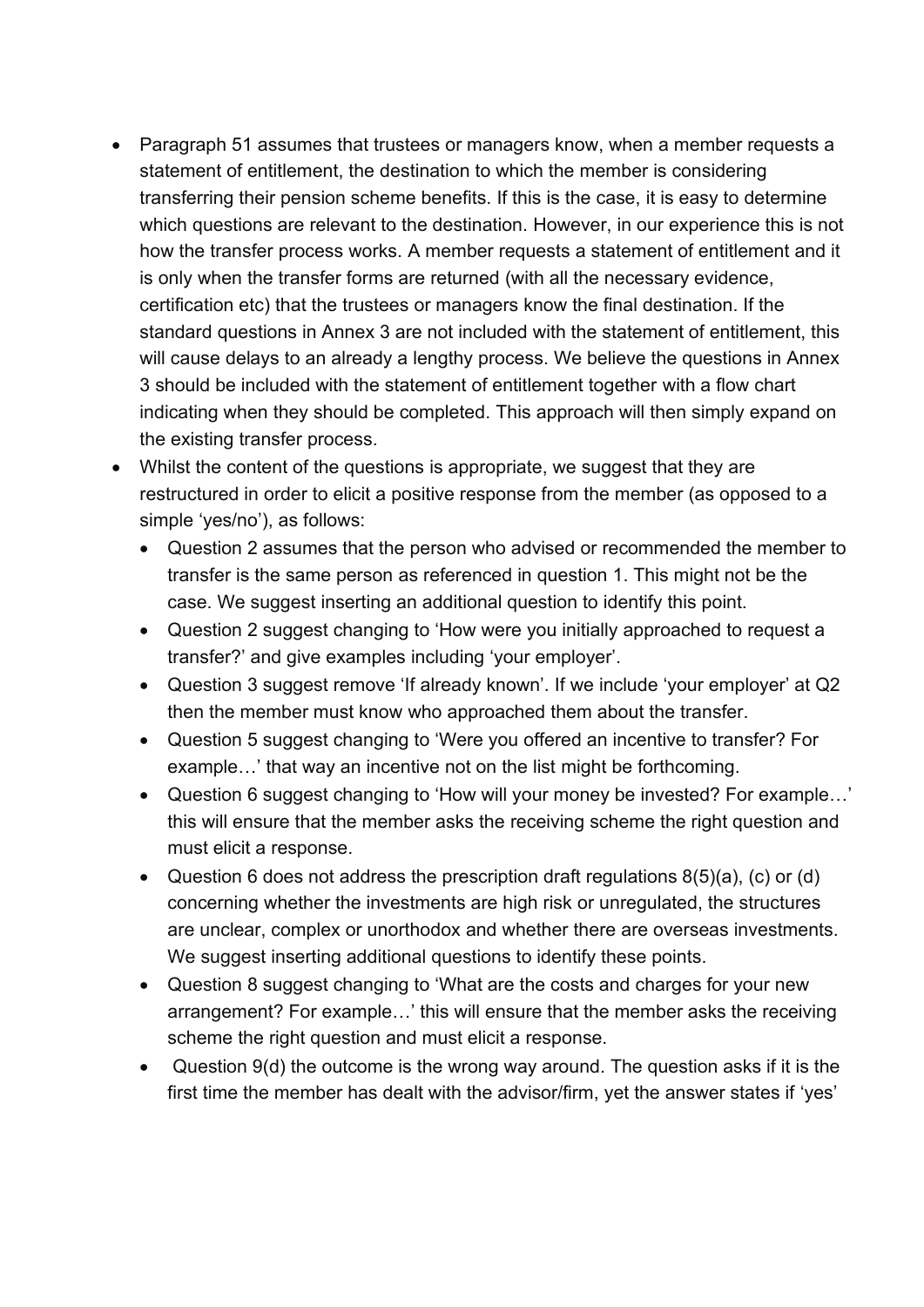- Paragraph 51 assumes that trustees or managers know, when a member requests a statement of entitlement, the destination to which the member is considering transferring their pension scheme benefits. If this is the case, it is easy to determine which questions are relevant to the destination. However, in our experience this is not how the transfer process works. A member requests a statement of entitlement and it is only when the transfer forms are returned (with all the necessary evidence, certification etc) that the trustees or managers know the final destination. If the standard questions in Annex 3 are not included with the statement of entitlement, this will cause delays to an already a lengthy process. We believe the questions in Annex 3 should be included with the statement of entitlement together with a flow chart indicating when they should be completed. This approach will then simply expand on the existing transfer process.
- Whilst the content of the questions is appropriate, we suggest that they are restructured in order to elicit a positive response from the member (as opposed to a simple 'yes/no'), as follows:
  - Question 2 assumes that the person who advised or recommended the member to transfer is the same person as referenced in question 1. This might not be the case. We suggest inserting an additional question to identify this point.
  - Question 2 suggest changing to 'How were you initially approached to request a transfer?' and give examples including 'your employer'.
  - Question 3 suggest remove 'If already known'. If we include 'your employer' at Q2 then the member must know who approached them about the transfer.
  - Question 5 suggest changing to 'Were you offered an incentive to transfer? For example…' that way an incentive not on the list might be forthcoming.
  - Question 6 suggest changing to 'How will your money be invested? For example…' this will ensure that the member asks the receiving scheme the right question and must elicit a response.
  - Question 6 does not address the prescription draft regulations 8(5)(a), (c) or (d) concerning whether the investments are high risk or unregulated, the structures are unclear, complex or unorthodox and whether there are overseas investments. We suggest inserting additional questions to identify these points.
  - Question 8 suggest changing to 'What are the costs and charges for your new arrangement? For example…' this will ensure that the member asks the receiving scheme the right question and must elicit a response.
  - Question 9(d) the outcome is the wrong way around. The question asks if it is the first time the member has dealt with the advisor/firm, yet the answer states if 'yes'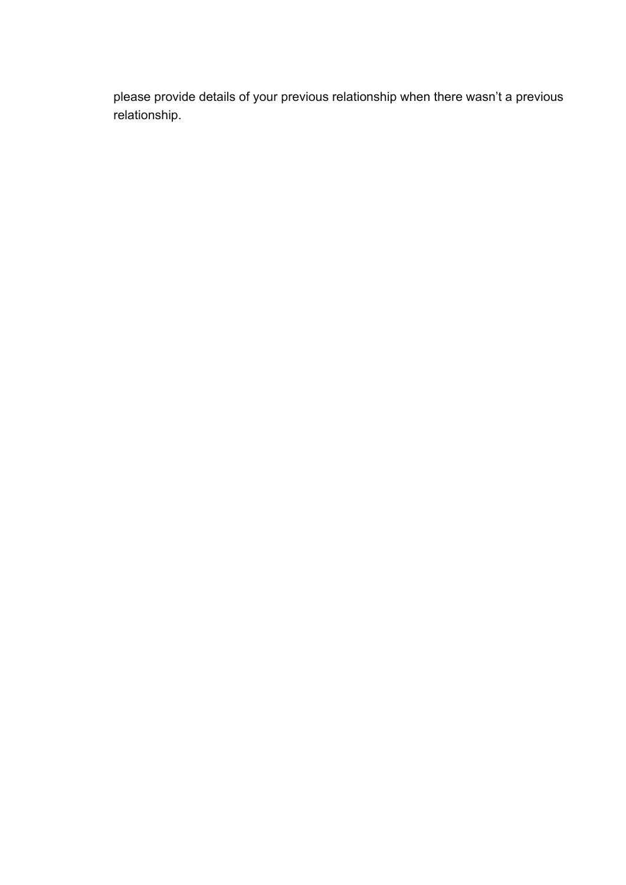please provide details of your previous relationship when there wasn't a previous relationship.